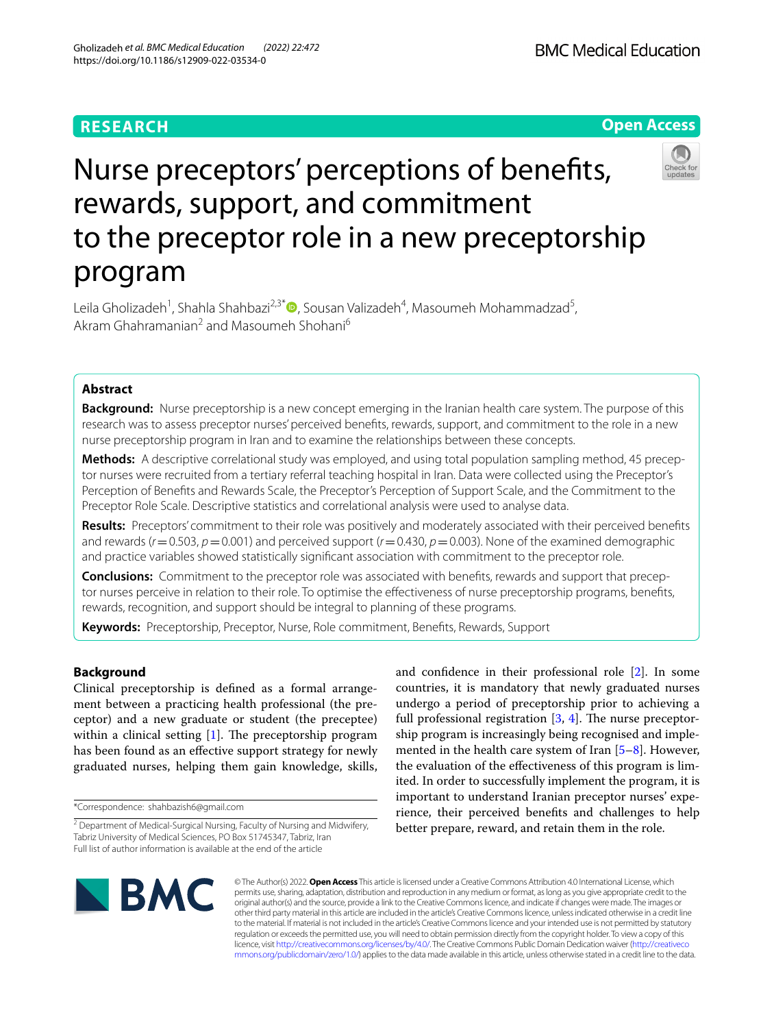RESEARCH

Open Access

# Nurse preceptors' perceptions of benefits, rewards, support, and commitment to the preceptor role in a new preceptorship program

Leila Gholizadeh[1], Shahla Shahbazi[2,3*], Sousan Valizadeh[4], Masoumeh Mohammadzad[5], Akram Ghahramanian[2] and Masoumeh Shohani[6]

## Abstract

**Background:** Nurse preceptorship is a new concept emerging in the Iranian health care system. The purpose of this research was to assess preceptor nurses' perceived benefits, rewards, support, and commitment to the role in a new nurse preceptorship program in Iran and to examine the relationships between these concepts.

**Methods:** A descriptive correlational study was employed, and using total population sampling method, 45 preceptor nurses were recruited from a tertiary referral teaching hospital in Iran. Data were collected using the Preceptor's Perception of Benefits and Rewards Scale, the Preceptor's Perception of Support Scale, and the Commitment to the Preceptor Role Scale. Descriptive statistics and correlational analysis were used to analyse data.

**Results:** Preceptors' commitment to their role was positively and moderately associated with their perceived benefits and rewards ($r = 0.503$, $p = 0.001$) and perceived support ($r = 0.430$, $p = 0.003$). None of the examined demographic and practice variables showed statistically significant association with commitment to the preceptor role.

**Conclusions:** Commitment to the preceptor role was associated with benefits, rewards and support that preceptor nurses perceive in relation to their role. To optimise the effectiveness of nurse preceptorship programs, benefits, rewards, recognition, and support should be integral to planning of these programs.

**Keywords:** Preceptorship, Preceptor, Nurse, Role commitment, Benefits, Rewards, Support

## Background

Clinical preceptorship is defined as a formal arrangement between a practicing health professional (the preceptor) and a new graduate or student (the preceptee) within a clinical setting [1]. The preceptorship program has been found as an effective support strategy for newly graduated nurses, helping them gain knowledge, skills, and confidence in their professional role [2]. In some countries, it is mandatory that newly graduated nurses undergo a period of preceptorship prior to achieving a full professional registration [3, 4]. The nurse preceptorship program is increasingly being recognised and implemented in the health care system of Iran [5–8]. However, the evaluation of the effectiveness of this program is limited. In order to successfully implement the program, it is important to understand Iranian preceptor nurses' experience, their perceived benefits and challenges to help better prepare, reward, and retain them in the role.

*Correspondence: shahbazish6@gmail.com

[2] Department of Medical-Surgical Nursing, Faculty of Nursing and Midwifery, Tabriz University of Medical Sciences, PO Box 51745347, Tabriz, Iran

Full list of author information is available at the end of the article

© The Author(s) 2022. **Open Access** This article is licensed under a Creative Commons Attribution 4.0 International License, which permits use, sharing, adaptation, distribution and reproduction in any medium or format, as long as you give appropriate credit to the original author(s) and the source, provide a link to the Creative Commons licence, and indicate if changes were made. The images or other third party material in this article are included in the article's Creative Commons licence, unless indicated otherwise in a credit line to the material. If material is not included in the article's Creative Commons licence and your intended use is not permitted by statutory regulation or exceeds the permitted use, you will need to obtain permission directly from the copyright holder. To view a copy of this licence, visit http://creativecommons.org/licenses/by/4.0/. The Creative Commons Public Domain Dedication waiver (http://creativecommons.org/publicdomain/zero/1.0/) applies to the data made available in this article, unless otherwise stated in a credit line to the data.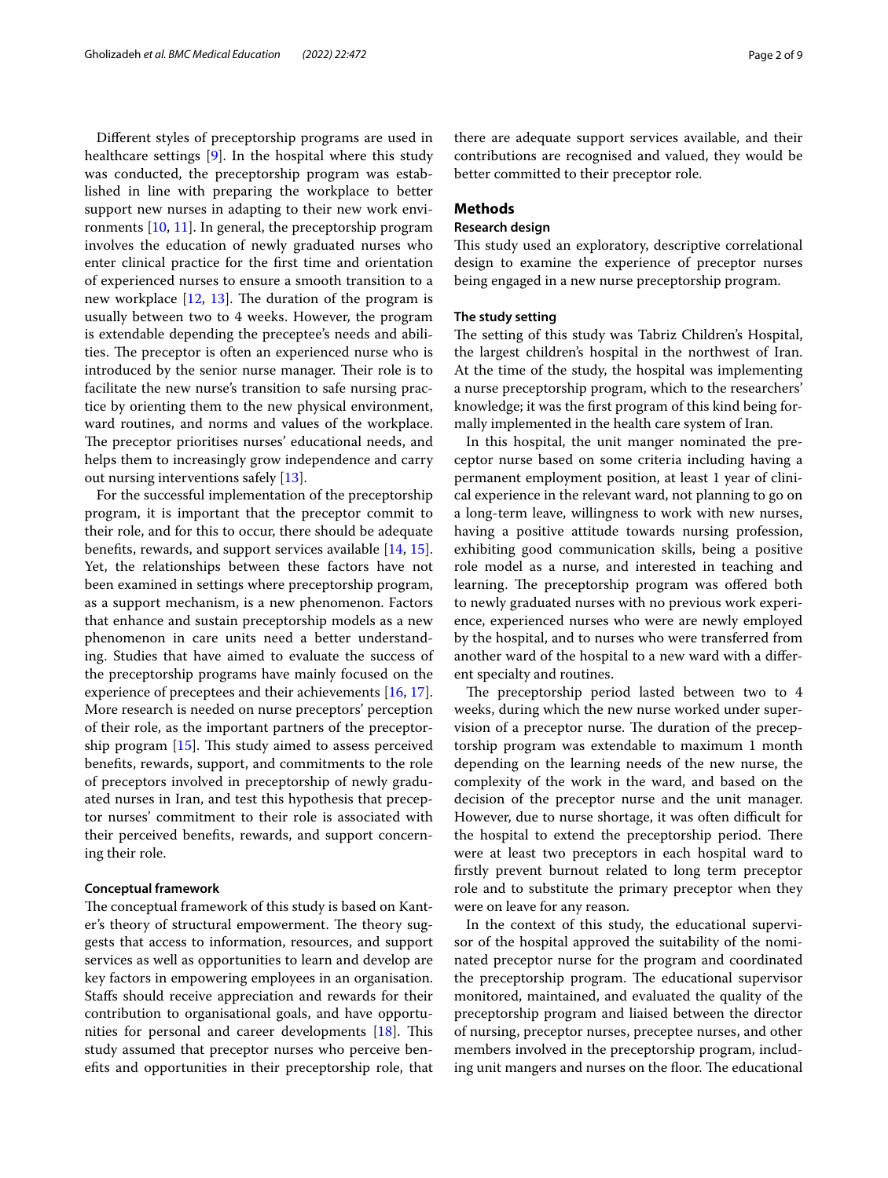Different styles of preceptorship programs are used in healthcare settings [9]. In the hospital where this study was conducted, the preceptorship program was established in line with preparing the workplace to better support new nurses in adapting to their new work environments [10, 11]. In general, the preceptorship program involves the education of newly graduated nurses who enter clinical practice for the first time and orientation of experienced nurses to ensure a smooth transition to a new workplace [12, 13]. The duration of the program is usually between two to 4 weeks. However, the program is extendable depending the preceptee's needs and abilities. The preceptor is often an experienced nurse who is introduced by the senior nurse manager. Their role is to facilitate the new nurse's transition to safe nursing practice by orienting them to the new physical environment, ward routines, and norms and values of the workplace. The preceptor prioritises nurses' educational needs, and helps them to increasingly grow independence and carry out nursing interventions safely [13].

For the successful implementation of the preceptorship program, it is important that the preceptor commit to their role, and for this to occur, there should be adequate benefits, rewards, and support services available [14, 15]. Yet, the relationships between these factors have not been examined in settings where preceptorship program, as a support mechanism, is a new phenomenon. Factors that enhance and sustain preceptorship models as a new phenomenon in care units need a better understanding. Studies that have aimed to evaluate the success of the preceptorship programs have mainly focused on the experience of preceptees and their achievements [16, 17]. More research is needed on nurse preceptors' perception of their role, as the important partners of the preceptorship program [15]. This study aimed to assess perceived benefits, rewards, support, and commitments to the role of preceptors involved in preceptorship of newly graduated nurses in Iran, and test this hypothesis that preceptor nurses' commitment to their role is associated with their perceived benefits, rewards, and support concerning their role.

### Conceptual framework

The conceptual framework of this study is based on Kanter's theory of structural empowerment. The theory suggests that access to information, resources, and support services as well as opportunities to learn and develop are key factors in empowering employees in an organisation. Staffs should receive appreciation and rewards for their contribution to organisational goals, and have opportunities for personal and career developments [18]. This study assumed that preceptor nurses who perceive benefits and opportunities in their preceptorship role, that there are adequate support services available, and their contributions are recognised and valued, they would be better committed to their preceptor role.

## Methods

### Research design

This study used an exploratory, descriptive correlational design to examine the experience of preceptor nurses being engaged in a new nurse preceptorship program.

### The study setting

The setting of this study was Tabriz Children's Hospital, the largest children's hospital in the northwest of Iran. At the time of the study, the hospital was implementing a nurse preceptorship program, which to the researchers' knowledge; it was the first program of this kind being formally implemented in the health care system of Iran.

In this hospital, the unit manger nominated the preceptor nurse based on some criteria including having a permanent employment position, at least 1 year of clinical experience in the relevant ward, not planning to go on a long-term leave, willingness to work with new nurses, having a positive attitude towards nursing profession, exhibiting good communication skills, being a positive role model as a nurse, and interested in teaching and learning. The preceptorship program was offered both to newly graduated nurses with no previous work experience, experienced nurses who were are newly employed by the hospital, and to nurses who were transferred from another ward of the hospital to a new ward with a different specialty and routines.

The preceptorship period lasted between two to 4 weeks, during which the new nurse worked under supervision of a preceptor nurse. The duration of the preceptorship program was extendable to maximum 1 month depending on the learning needs of the new nurse, the complexity of the work in the ward, and based on the decision of the preceptor nurse and the unit manager. However, due to nurse shortage, it was often difficult for the hospital to extend the preceptorship period. There were at least two preceptors in each hospital ward to firstly prevent burnout related to long term preceptor role and to substitute the primary preceptor when they were on leave for any reason.

In the context of this study, the educational supervisor of the hospital approved the suitability of the nominated preceptor nurse for the program and coordinated the preceptorship program. The educational supervisor monitored, maintained, and evaluated the quality of the preceptorship program and liaised between the director of nursing, preceptor nurses, preceptee nurses, and other members involved in the preceptorship program, including unit mangers and nurses on the floor. The educational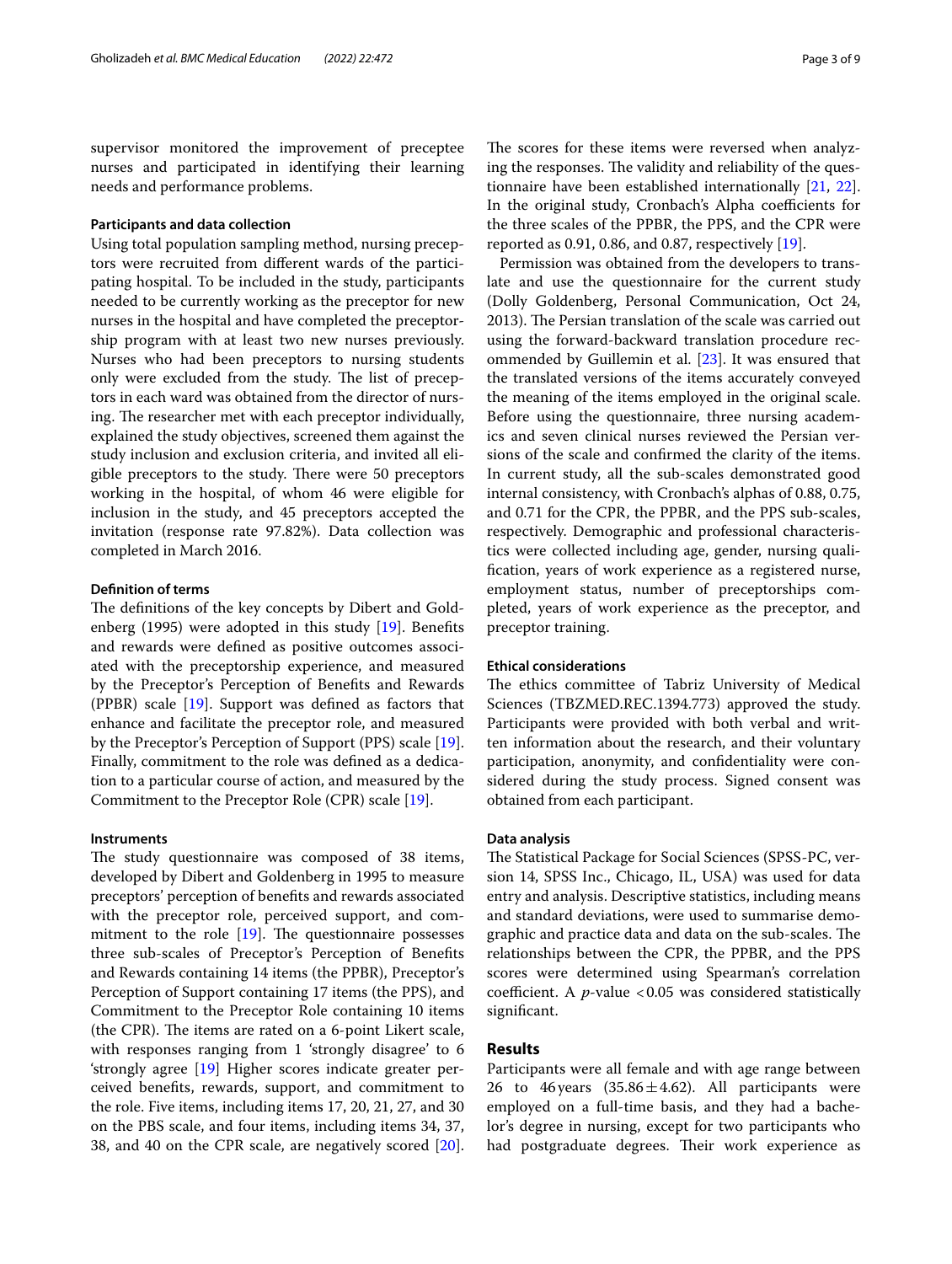supervisor monitored the improvement of preceptee nurses and participated in identifying their learning needs and performance problems.

### Participants and data collection

Using total population sampling method, nursing preceptors were recruited from different wards of the participating hospital. To be included in the study, participants needed to be currently working as the preceptor for new nurses in the hospital and have completed the preceptorship program with at least two new nurses previously. Nurses who had been preceptors to nursing students only were excluded from the study. The list of preceptors in each ward was obtained from the director of nursing. The researcher met with each preceptor individually, explained the study objectives, screened them against the study inclusion and exclusion criteria, and invited all eligible preceptors to the study. There were 50 preceptors working in the hospital, of whom 46 were eligible for inclusion in the study, and 45 preceptors accepted the invitation (response rate 97.82%). Data collection was completed in March 2016.

### Definition of terms

The definitions of the key concepts by Dibert and Goldenberg (1995) were adopted in this study [19]. Benefits and rewards were defined as positive outcomes associated with the preceptorship experience, and measured by the Preceptor's Perception of Benefits and Rewards (PPBR) scale [19]. Support was defined as factors that enhance and facilitate the preceptor role, and measured by the Preceptor's Perception of Support (PPS) scale [19]. Finally, commitment to the role was defined as a dedication to a particular course of action, and measured by the Commitment to the Preceptor Role (CPR) scale [19].

### Instruments

The study questionnaire was composed of 38 items, developed by Dibert and Goldenberg in 1995 to measure preceptors' perception of benefits and rewards associated with the preceptor role, perceived support, and commitment to the role [19]. The questionnaire possesses three sub-scales of Preceptor's Perception of Benefits and Rewards containing 14 items (the PPBR), Preceptor's Perception of Support containing 17 items (the PPS), and Commitment to the Preceptor Role containing 10 items (the CPR). The items are rated on a 6-point Likert scale, with responses ranging from 1 'strongly disagree' to 6 'strongly agree [19] Higher scores indicate greater perceived benefits, rewards, support, and commitment to the role. Five items, including items 17, 20, 21, 27, and 30 on the PBS scale, and four items, including items 34, 37, 38, and 40 on the CPR scale, are negatively scored [20]. The scores for these items were reversed when analyzing the responses. The validity and reliability of the questionnaire have been established internationally [21, 22]. In the original study, Cronbach's Alpha coefficients for the three scales of the PPBR, the PPS, and the CPR were reported as 0.91, 0.86, and 0.87, respectively [19].

Permission was obtained from the developers to translate and use the questionnaire for the current study (Dolly Goldenberg, Personal Communication, Oct 24, 2013). The Persian translation of the scale was carried out using the forward-backward translation procedure recommended by Guillemin et al. [23]. It was ensured that the translated versions of the items accurately conveyed the meaning of the items employed in the original scale. Before using the questionnaire, three nursing academics and seven clinical nurses reviewed the Persian versions of the scale and confirmed the clarity of the items. In current study, all the sub-scales demonstrated good internal consistency, with Cronbach's alphas of 0.88, 0.75, and 0.71 for the CPR, the PPBR, and the PPS sub-scales, respectively. Demographic and professional characteristics were collected including age, gender, nursing qualification, years of work experience as a registered nurse, employment status, number of preceptorships completed, years of work experience as the preceptor, and preceptor training.

### Ethical considerations

The ethics committee of Tabriz University of Medical Sciences (TBZMED.REC.1394.773) approved the study. Participants were provided with both verbal and written information about the research, and their voluntary participation, anonymity, and confidentiality were considered during the study process. Signed consent was obtained from each participant.

### Data analysis

The Statistical Package for Social Sciences (SPSS-PC, version 14, SPSS Inc., Chicago, IL, USA) was used for data entry and analysis. Descriptive statistics, including means and standard deviations, were used to summarise demographic and practice data and data on the sub-scales. The relationships between the CPR, the PPBR, and the PPS scores were determined using Spearman's correlation coefficient. A *p*-value $<0.05$ was considered statistically significant.

## Results

Participants were all female and with age range between 26 to 46 years ($35.86 \pm 4.62$). All participants were employed on a full-time basis, and they had a bachelor's degree in nursing, except for two participants who had postgraduate degrees. Their work experience as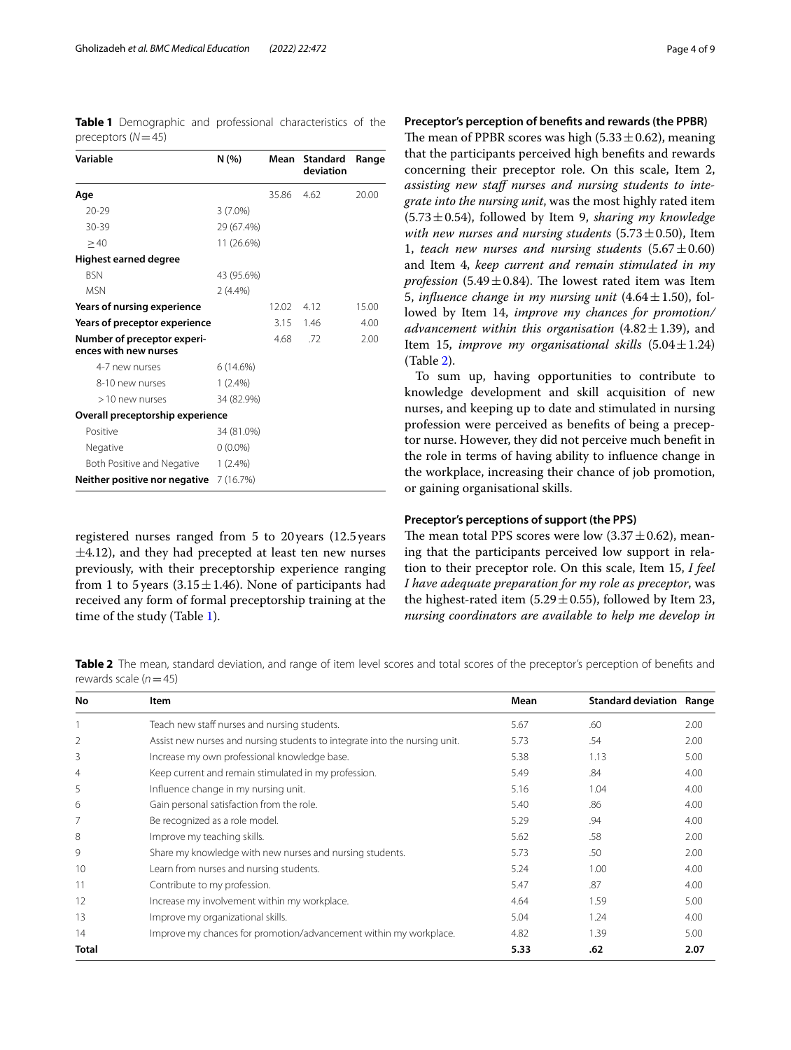**Table 1** Demographic and professional characteristics of the preceptors (*N* = 45)

| Variable | N (%) | Mean | Standard deviation | Range |
|---|---|---|---|---|
| **Age** | | 35.86 | 4.62 | 20.00 |
| 20-29 | 3 (7.0%) | | | |
| 30-39 | 29 (67.4%) | | | |
| ≥ 40 | 11 (26.6%) | | | |
| **Highest earned degree** | | | | |
| BSN | 43 (95.6%) | | | |
| MSN | 2 (4.4%) | | | |
| **Years of nursing experience** | | 12.02 | 4.12 | 15.00 |
| **Years of preceptor experience** | | 3.15 | 1.46 | 4.00 |
| **Number of preceptor experiences with new nurses** | | 4.68 | .72 | 2.00 |
| 4-7 new nurses | 6 (14.6%) | | | |
| 8-10 new nurses | 1 (2.4%) | | | |
| > 10 new nurses | 34 (82.9%) | | | |
| **Overall preceptorship experience** | | | | |
| Positive | 34 (81.0%) | | | |
| Negative | 0 (0.0%) | | | |
| Both Positive and Negative | 1 (2.4%) | | | |
| **Neither positive nor negative** | 7 (16.7%) | | | |

registered nurses ranged from 5 to 20 years (12.5 years ±4.12), and they had precepted at least ten new nurses previously, with their preceptorship experience ranging from 1 to 5 years (3.15 ± 1.46). None of participants had received any form of formal preceptorship training at the time of the study (Table 1).

### Preceptor's perception of benefits and rewards (the PPBR)

The mean of PPBR scores was high (5.33 ± 0.62), meaning that the participants perceived high benefits and rewards concerning their preceptor role. On this scale, Item 2, *assisting new staff nurses and nursing students to integrate into the nursing unit*, was the most highly rated item (5.73 ± 0.54), followed by Item 9, *sharing my knowledge with new nurses and nursing students* (5.73 ± 0.50), Item 1, *teach new nurses and nursing students* (5.67 ± 0.60) and Item 4, *keep current and remain stimulated in my profession* (5.49 ± 0.84). The lowest rated item was Item 5, *influence change in my nursing unit* (4.64 ± 1.50), followed by Item 14, *improve my chances for promotion/advancement within this organisation* (4.82 ± 1.39), and Item 15, *improve my organisational skills* (5.04 ± 1.24) (Table 2).

To sum up, having opportunities to contribute to knowledge development and skill acquisition of new nurses, and keeping up to date and stimulated in nursing profession were perceived as benefits of being a preceptor nurse. However, they did not perceive much benefit in the role in terms of having ability to influence change in the workplace, increasing their chance of job promotion, or gaining organisational skills.

### Preceptor's perceptions of support (the PPS)

The mean total PPS scores were low (3.37 ± 0.62), meaning that the participants perceived low support in relation to their preceptor role. On this scale, Item 15, *I feel I have adequate preparation for my role as preceptor*, was the highest-rated item (5.29 ± 0.55), followed by Item 23, *nursing coordinators are available to help me develop in*

**Table 2** The mean, standard deviation, and range of item level scores and total scores of the preceptor's perception of benefits and rewards scale (*n* = 45)

| No | Item | Mean | Standard deviation | Range |
|---|---|---|---|---|
| 1 | Teach new staff nurses and nursing students. | 5.67 | .60 | 2.00 |
| 2 | Assist new nurses and nursing students to integrate into the nursing unit. | 5.73 | .54 | 2.00 |
| 3 | Increase my own professional knowledge base. | 5.38 | 1.13 | 5.00 |
| 4 | Keep current and remain stimulated in my profession. | 5.49 | .84 | 4.00 |
| 5 | Influence change in my nursing unit. | 5.16 | 1.04 | 4.00 |
| 6 | Gain personal satisfaction from the role. | 5.40 | .86 | 4.00 |
| 7 | Be recognized as a role model. | 5.29 | .94 | 4.00 |
| 8 | Improve my teaching skills. | 5.62 | .58 | 2.00 |
| 9 | Share my knowledge with new nurses and nursing students. | 5.73 | .50 | 2.00 |
| 10 | Learn from nurses and nursing students. | 5.24 | 1.00 | 4.00 |
| 11 | Contribute to my profession. | 5.47 | .87 | 4.00 |
| 12 | Increase my involvement within my workplace. | 4.64 | 1.59 | 5.00 |
| 13 | Improve my organizational skills. | 5.04 | 1.24 | 4.00 |
| 14 | Improve my chances for promotion/advancement within my workplace. | 4.82 | 1.39 | 5.00 |
| **Total** | | **5.33** | **.62** | **2.07** |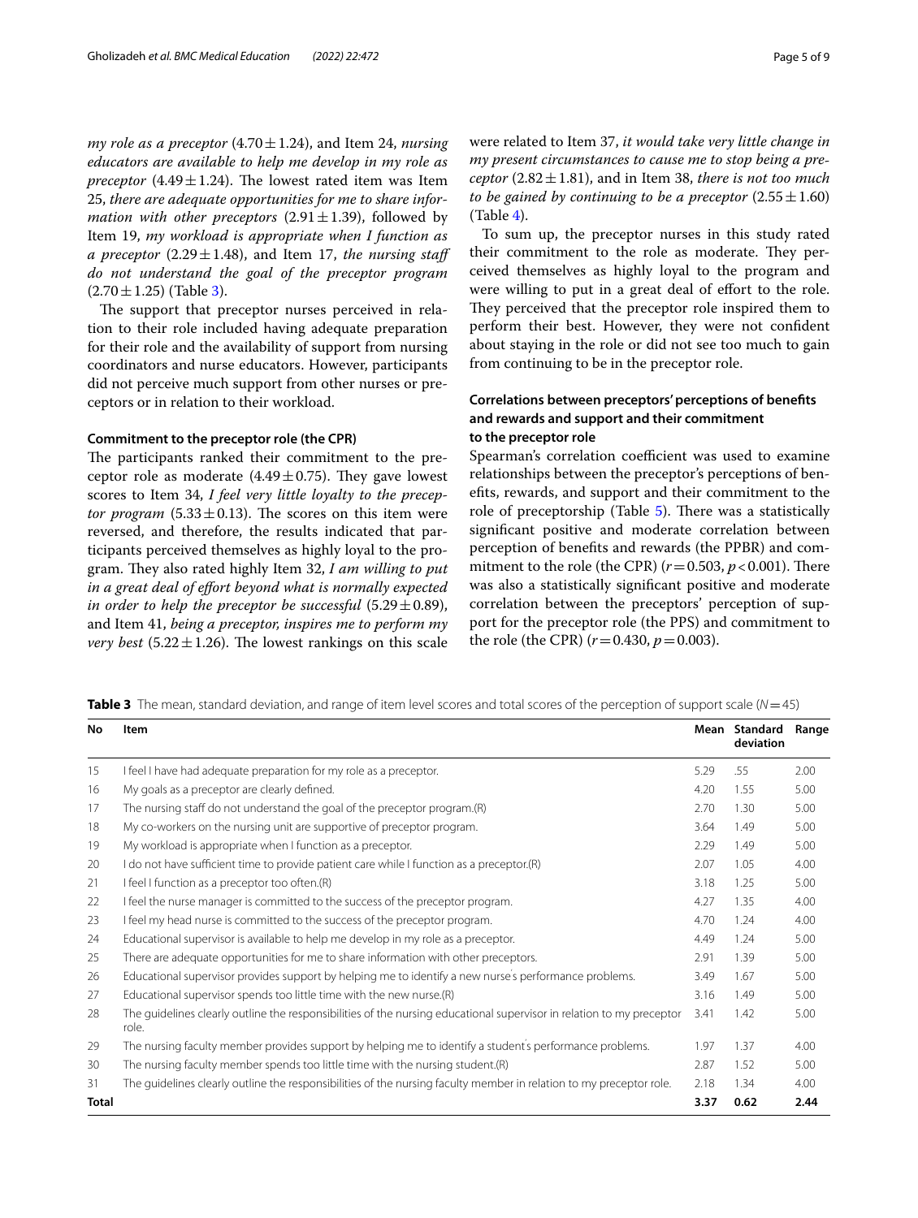*my role as a preceptor* (4.70 ± 1.24), and Item 24, *nursing educators are available to help me develop in my role as preceptor* (4.49 ± 1.24). The lowest rated item was Item 25, *there are adequate opportunities for me to share information with other preceptors* (2.91 ± 1.39), followed by Item 19, *my workload is appropriate when I function as a preceptor* (2.29 ± 1.48), and Item 17, *the nursing staff do not understand the goal of the preceptor program* (2.70 ± 1.25) (Table 3).

The support that preceptor nurses perceived in relation to their role included having adequate preparation for their role and the availability of support from nursing coordinators and nurse educators. However, participants did not perceive much support from other nurses or preceptors or in relation to their workload.

### Commitment to the preceptor role (the CPR)

The participants ranked their commitment to the preceptor role as moderate (4.49 ± 0.75). They gave lowest scores to Item 34, *I feel very little loyalty to the preceptor program* (5.33 ± 0.13). The scores on this item were reversed, and therefore, the results indicated that participants perceived themselves as highly loyal to the program. They also rated highly Item 32, *I am willing to put in a great deal of effort beyond what is normally expected in order to help the preceptor be successful* (5.29 ± 0.89), and Item 41, *being a preceptor, inspires me to perform my very best* (5.22 ± 1.26). The lowest rankings on this scale were related to Item 37, *it would take very little change in my present circumstances to cause me to stop being a preceptor* (2.82 ± 1.81), and in Item 38, *there is not too much to be gained by continuing to be a preceptor* (2.55 ± 1.60) (Table 4).

To sum up, the preceptor nurses in this study rated their commitment to the role as moderate. They perceived themselves as highly loyal to the program and were willing to put in a great deal of effort to the role. They perceived that the preceptor role inspired them to perform their best. However, they were not confident about staying in the role or did not see too much to gain from continuing to be in the preceptor role.

### Correlations between preceptors' perceptions of benefits and rewards and support and their commitment to the preceptor role

Spearman's correlation coefficient was used to examine relationships between the preceptor's perceptions of benefits, rewards, and support and their commitment to the role of preceptorship (Table 5). There was a statistically significant positive and moderate correlation between perception of benefits and rewards (the PPBR) and commitment to the role (the CPR) ($r = 0.503$, $p < 0.001$). There was also a statistically significant positive and moderate correlation between the preceptors' perception of support for the preceptor role (the PPS) and commitment to the role (the CPR) ($r = 0.430$, $p = 0.003$).

**Table 3** The mean, standard deviation, and range of item level scores and total scores of the perception of support scale ($N = 45$)

| No | Item | Mean | Standard deviation | Range |
|---|---|---|---|---|
| 15 | I feel I have had adequate preparation for my role as a preceptor. | 5.29 | .55 | 2.00 |
| 16 | My goals as a preceptor are clearly defined. | 4.20 | 1.55 | 5.00 |
| 17 | The nursing staff do not understand the goal of the preceptor program.(R) | 2.70 | 1.30 | 5.00 |
| 18 | My co-workers on the nursing unit are supportive of preceptor program. | 3.64 | 1.49 | 5.00 |
| 19 | My workload is appropriate when I function as a preceptor. | 2.29 | 1.49 | 5.00 |
| 20 | I do not have sufficient time to provide patient care while I function as a preceptor.(R) | 2.07 | 1.05 | 4.00 |
| 21 | I feel I function as a preceptor too often.(R) | 3.18 | 1.25 | 5.00 |
| 22 | I feel the nurse manager is committed to the success of the preceptor program. | 4.27 | 1.35 | 4.00 |
| 23 | I feel my head nurse is committed to the success of the preceptor program. | 4.70 | 1.24 | 4.00 |
| 24 | Educational supervisor is available to help me develop in my role as a preceptor. | 4.49 | 1.24 | 5.00 |
| 25 | There are adequate opportunities for me to share information with other preceptors. | 2.91 | 1.39 | 5.00 |
| 26 | Educational supervisor provides support by helping me to identify a new nurse's performance problems. | 3.49 | 1.67 | 5.00 |
| 27 | Educational supervisor spends too little time with the new nurse.(R) | 3.16 | 1.49 | 5.00 |
| 28 | The guidelines clearly outline the responsibilities of the nursing educational supervisor in relation to my preceptor role. | 3.41 | 1.42 | 5.00 |
| 29 | The nursing faculty member provides support by helping me to identify a student's performance problems. | 1.97 | 1.37 | 4.00 |
| 30 | The nursing faculty member spends too little time with the nursing student.(R) | 2.87 | 1.52 | 5.00 |
| 31 | The guidelines clearly outline the responsibilities of the nursing faculty member in relation to my preceptor role. | 2.18 | 1.34 | 4.00 |
| **Total** | | **3.37** | **0.62** | **2.44** |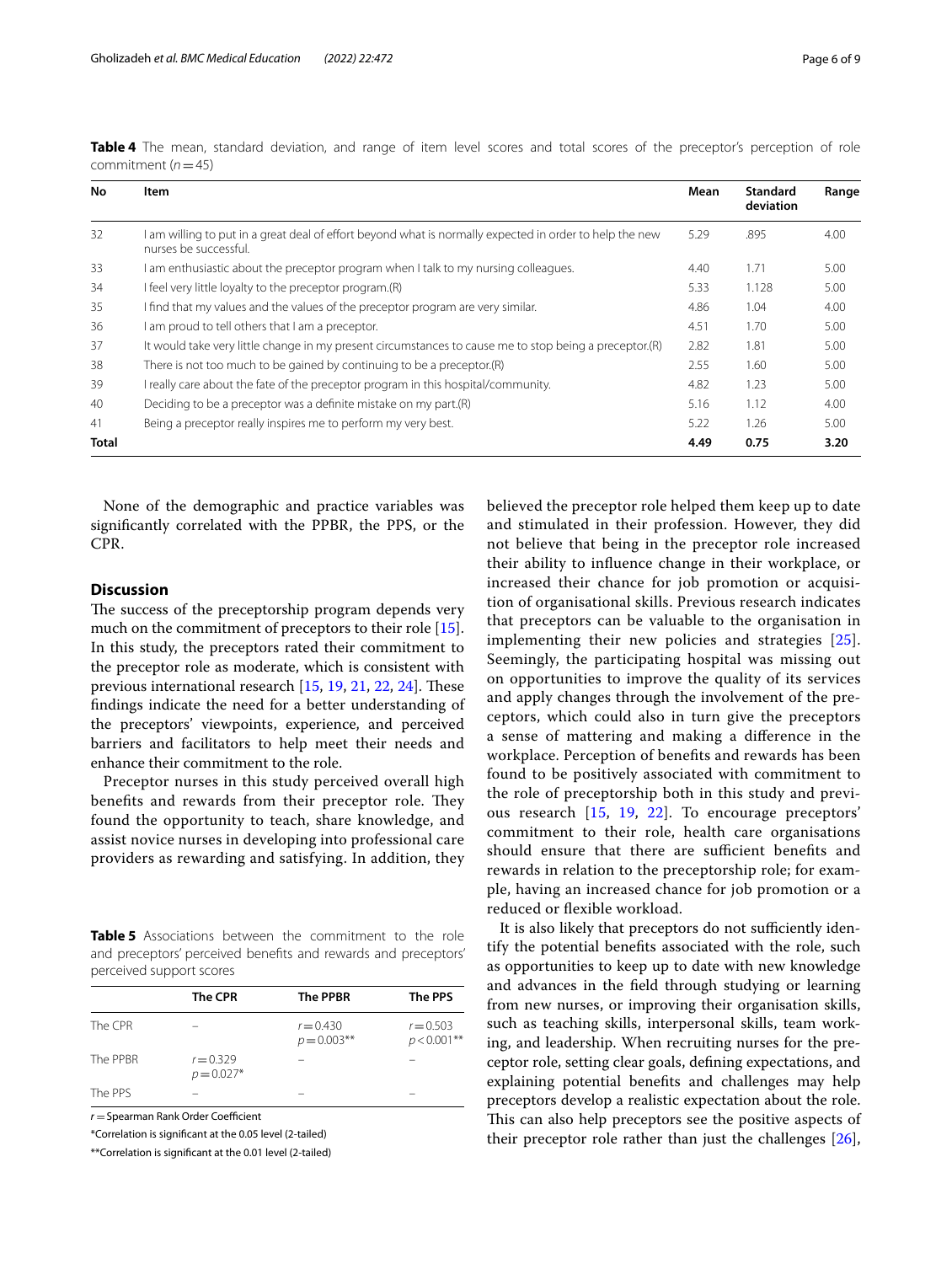**Table 4** The mean, standard deviation, and range of item level scores and total scores of the preceptor's perception of role commitment ($n = 45$)

| No | Item | Mean | Standard deviation | Range |
|---|---|---|---|---|
| 32 | I am willing to put in a great deal of effort beyond what is normally expected in order to help the new nurses be successful. | 5.29 | .895 | 4.00 |
| 33 | I am enthusiastic about the preceptor program when I talk to my nursing colleagues. | 4.40 | 1.71 | 5.00 |
| 34 | I feel very little loyalty to the preceptor program.(R) | 5.33 | 1.128 | 5.00 |
| 35 | I find that my values and the values of the preceptor program are very similar. | 4.86 | 1.04 | 4.00 |
| 36 | I am proud to tell others that I am a preceptor. | 4.51 | 1.70 | 5.00 |
| 37 | It would take very little change in my present circumstances to cause me to stop being a preceptor.(R) | 2.82 | 1.81 | 5.00 |
| 38 | There is not too much to be gained by continuing to be a preceptor.(R) | 2.55 | 1.60 | 5.00 |
| 39 | I really care about the fate of the preceptor program in this hospital/community. | 4.82 | 1.23 | 5.00 |
| 40 | Deciding to be a preceptor was a definite mistake on my part.(R) | 5.16 | 1.12 | 4.00 |
| 41 | Being a preceptor really inspires me to perform my very best. | 5.22 | 1.26 | 5.00 |
| **Total** | | **4.49** | **0.75** | **3.20** |

None of the demographic and practice variables was significantly correlated with the PPBR, the PPS, or the CPR.

## Discussion

The success of the preceptorship program depends very much on the commitment of preceptors to their role [15]. In this study, the preceptors rated their commitment to the preceptor role as moderate, which is consistent with previous international research [15, 19, 21, 22, 24]. These findings indicate the need for a better understanding of the preceptors' viewpoints, experience, and perceived barriers and facilitators to help meet their needs and enhance their commitment to the role.

Preceptor nurses in this study perceived overall high benefits and rewards from their preceptor role. They found the opportunity to teach, share knowledge, and assist novice nurses in developing into professional care providers as rewarding and satisfying. In addition, they believed the preceptor role helped them keep up to date and stimulated in their profession. However, they did not believe that being in the preceptor role increased their ability to influence change in their workplace, or increased their chance for job promotion or acquisition of organisational skills. Previous research indicates that preceptors can be valuable to the organisation in implementing their new policies and strategies [25]. Seemingly, the participating hospital was missing out on opportunities to improve the quality of its services and apply changes through the involvement of the preceptors, which could also in turn give the preceptors a sense of mattering and making a difference in the workplace. Perception of benefits and rewards has been found to be positively associated with commitment to the role of preceptorship both in this study and previous research [15, 19, 22]. To encourage preceptors' commitment to their role, health care organisations should ensure that there are sufficient benefits and rewards in relation to the preceptorship role; for example, having an increased chance for job promotion or a reduced or flexible workload.

**Table 5** Associations between the commitment to the role and preceptors' perceived benefits and rewards and preceptors' perceived support scores

| | The CPR | The PPBR | The PPS |
|---|---|---|---|
| The CPR | – | $r = 0.430$ $p = 0.003$** | $r = 0.503$ $p < 0.001$** |
| The PPBR | $r = 0.329$ $p = 0.027$* | – | – |
| The PPS | – | – | – |

$r$ = Spearman Rank Order Coefficient

*Correlation is significant at the 0.05 level (2-tailed)

**Correlation is significant at the 0.01 level (2-tailed)

It is also likely that preceptors do not sufficiently identify the potential benefits associated with the role, such as opportunities to keep up to date with new knowledge and advances in the field through studying or learning from new nurses, or improving their organisation skills, such as teaching skills, interpersonal skills, team working, and leadership. When recruiting nurses for the preceptor role, setting clear goals, defining expectations, and explaining potential benefits and challenges may help preceptors develop a realistic expectation about the role. This can also help preceptors see the positive aspects of their preceptor role rather than just the challenges [26],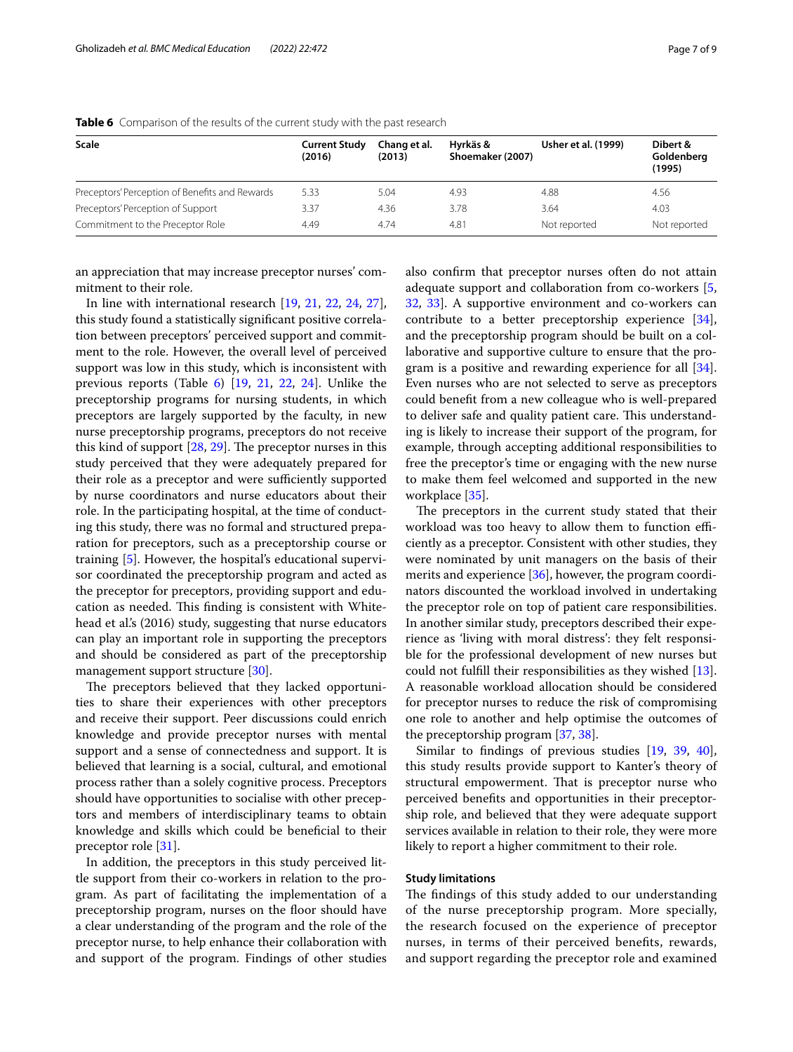**Table 6** Comparison of the results of the current study with the past research

| Scale | Current Study (2016) | Chang et al. (2013) | Hyrkäs & Shoemaker (2007) | Usher et al. (1999) | Dibert & Goldenberg (1995) |
|---|---|---|---|---|---|
| Preceptors' Perception of Benefits and Rewards | 5.33 | 5.04 | 4.93 | 4.88 | 4.56 |
| Preceptors' Perception of Support | 3.37 | 4.36 | 3.78 | 3.64 | 4.03 |
| Commitment to the Preceptor Role | 4.49 | 4.74 | 4.81 | Not reported | Not reported |

an appreciation that may increase preceptor nurses' commitment to their role.

In line with international research [19, 21, 22, 24, 27], this study found a statistically significant positive correlation between preceptors' perceived support and commitment to the role. However, the overall level of perceived support was low in this study, which is inconsistent with previous reports (Table 6) [19, 21, 22, 24]. Unlike the preceptorship programs for nursing students, in which preceptors are largely supported by the faculty, in new nurse preceptorship programs, preceptors do not receive this kind of support [28, 29]. The preceptor nurses in this study perceived that they were adequately prepared for their role as a preceptor and were sufficiently supported by nurse coordinators and nurse educators about their role. In the participating hospital, at the time of conducting this study, there was no formal and structured preparation for preceptors, such as a preceptorship course or training [5]. However, the hospital's educational supervisor coordinated the preceptorship program and acted as the preceptor for preceptors, providing support and education as needed. This finding is consistent with Whitehead et al.'s (2016) study, suggesting that nurse educators can play an important role in supporting the preceptors and should be considered as part of the preceptorship management support structure [30].

The preceptors believed that they lacked opportunities to share their experiences with other preceptors and receive their support. Peer discussions could enrich knowledge and provide preceptor nurses with mental support and a sense of connectedness and support. It is believed that learning is a social, cultural, and emotional process rather than a solely cognitive process. Preceptors should have opportunities to socialise with other preceptors and members of interdisciplinary teams to obtain knowledge and skills which could be beneficial to their preceptor role [31].

In addition, the preceptors in this study perceived little support from their co-workers in relation to the program. As part of facilitating the implementation of a preceptorship program, nurses on the floor should have a clear understanding of the program and the role of the preceptor nurse, to help enhance their collaboration with and support of the program. Findings of other studies also confirm that preceptor nurses often do not attain adequate support and collaboration from co-workers [5, 32, 33]. A supportive environment and co-workers can contribute to a better preceptorship experience [34], and the preceptorship program should be built on a collaborative and supportive culture to ensure that the program is a positive and rewarding experience for all [34]. Even nurses who are not selected to serve as preceptors could benefit from a new colleague who is well-prepared to deliver safe and quality patient care. This understanding is likely to increase their support of the program, for example, through accepting additional responsibilities to free the preceptor's time or engaging with the new nurse to make them feel welcomed and supported in the new workplace [35].

The preceptors in the current study stated that their workload was too heavy to allow them to function efficiently as a preceptor. Consistent with other studies, they were nominated by unit managers on the basis of their merits and experience [36], however, the program coordinators discounted the workload involved in undertaking the preceptor role on top of patient care responsibilities. In another similar study, preceptors described their experience as 'living with moral distress': they felt responsible for the professional development of new nurses but could not fulfill their responsibilities as they wished [13]. A reasonable workload allocation should be considered for preceptor nurses to reduce the risk of compromising one role to another and help optimise the outcomes of the preceptorship program [37, 38].

Similar to findings of previous studies [19, 39, 40], this study results provide support to Kanter's theory of structural empowerment. That is preceptor nurse who perceived benefits and opportunities in their preceptorship role, and believed that they were adequate support services available in relation to their role, they were more likely to report a higher commitment to their role.

### Study limitations

The findings of this study added to our understanding of the nurse preceptorship program. More specially, the research focused on the experience of preceptor nurses, in terms of their perceived benefits, rewards, and support regarding the preceptor role and examined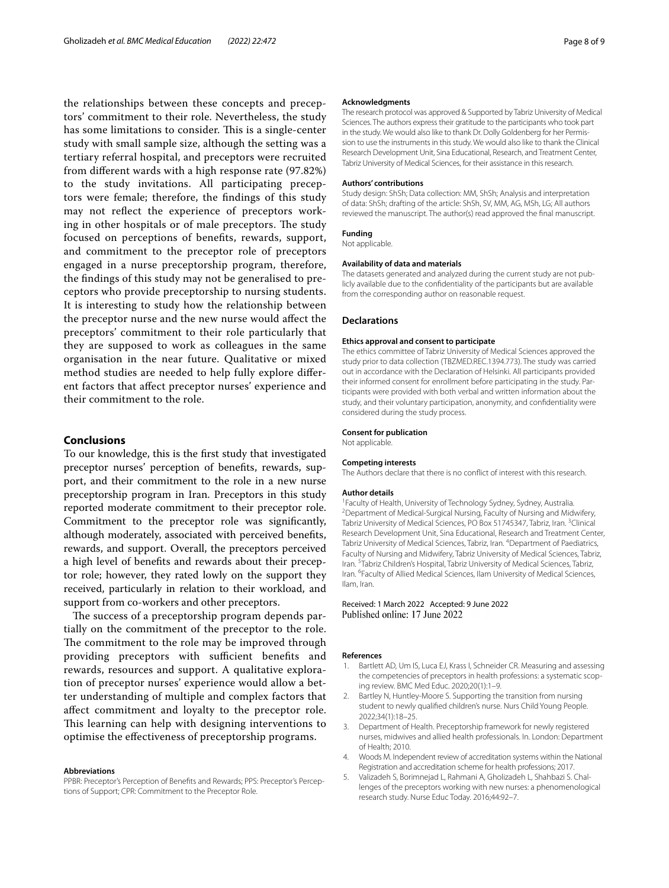the relationships between these concepts and preceptors' commitment to their role. Nevertheless, the study has some limitations to consider. This is a single-center study with small sample size, although the setting was a tertiary referral hospital, and preceptors were recruited from different wards with a high response rate (97.82%) to the study invitations. All participating preceptors were female; therefore, the findings of this study may not reflect the experience of preceptors working in other hospitals or of male preceptors. The study focused on perceptions of benefits, rewards, support, and commitment to the preceptor role of preceptors engaged in a nurse preceptorship program, therefore, the findings of this study may not be generalised to preceptors who provide preceptorship to nursing students. It is interesting to study how the relationship between the preceptor nurse and the new nurse would affect the preceptors' commitment to their role particularly that they are supposed to work as colleagues in the same organisation in the near future. Qualitative or mixed method studies are needed to help fully explore different factors that affect preceptor nurses' experience and their commitment to the role.

## Conclusions

To our knowledge, this is the first study that investigated preceptor nurses' perception of benefits, rewards, support, and their commitment to the role in a new nurse preceptorship program in Iran. Preceptors in this study reported moderate commitment to their preceptor role. Commitment to the preceptor role was significantly, although moderately, associated with perceived benefits, rewards, and support. Overall, the preceptors perceived a high level of benefits and rewards about their preceptor role; however, they rated lowly on the support they received, particularly in relation to their workload, and support from co-workers and other preceptors.

The success of a preceptorship program depends partially on the commitment of the preceptor to the role. The commitment to the role may be improved through providing preceptors with sufficient benefits and rewards, resources and support. A qualitative exploration of preceptor nurses' experience would allow a better understanding of multiple and complex factors that affect commitment and loyalty to the preceptor role. This learning can help with designing interventions to optimise the effectiveness of preceptorship programs.

#### Abbreviations

PPBR: Preceptor's Perception of Benefits and Rewards; PPS: Preceptor's Perceptions of Support; CPR: Commitment to the Preceptor Role.

#### Acknowledgments

The research protocol was approved & Supported by Tabriz University of Medical Sciences. The authors express their gratitude to the participants who took part in the study. We would also like to thank Dr. Dolly Goldenberg for her Permission to use the instruments in this study. We would also like to thank the Clinical Research Development Unit, Sina Educational, Research, and Treatment Center, Tabriz University of Medical Sciences, for their assistance in this research.

#### Authors' contributions

Study design: ShSh; Data collection: MM, ShSh; Analysis and interpretation of data: ShSh; drafting of the article: ShSh, SV, MM, AG, MSh, LG; All authors reviewed the manuscript. The author(s) read approved the final manuscript.

#### Funding

Not applicable.

#### Availability of data and materials

The datasets generated and analyzed during the current study are not publicly available due to the confidentiality of the participants but are available from the corresponding author on reasonable request.

### Declarations

#### Ethics approval and consent to participate

The ethics committee of Tabriz University of Medical Sciences approved the study prior to data collection (TBZMED.REC.1394.773). The study was carried out in accordance with the Declaration of Helsinki. All participants provided their informed consent for enrollment before participating in the study. Participants were provided with both verbal and written information about the study, and their voluntary participation, anonymity, and confidentiality were considered during the study process.

#### Consent for publication

Not applicable.

#### Competing interests

The Authors declare that there is no conflict of interest with this research.

#### Author details

[1]Faculty of Health, University of Technology Sydney, Sydney, Australia. [2]Department of Medical-Surgical Nursing, Faculty of Nursing and Midwifery, Tabriz University of Medical Sciences, PO Box 51745347, Tabriz, Iran. [3]Clinical Research Development Unit, Sina Educational, Research and Treatment Center, Tabriz University of Medical Sciences, Tabriz, Iran. [4]Department of Paediatrics, Faculty of Nursing and Midwifery, Tabriz University of Medical Sciences, Tabriz, Iran. [5]Tabriz Children's Hospital, Tabriz University of Medical Sciences, Tabriz, Iran. [6]Faculty of Allied Medical Sciences, Ilam University of Medical Sciences, Ilam, Iran.

Received: 1 March 2022 Accepted: 9 June 2022
Published online: 17 June 2022

#### References

1. Bartlett AD, Um IS, Luca EJ, Krass I, Schneider CR. Measuring and assessing the competencies of preceptors in health professions: a systematic scoping review. BMC Med Educ. 2020;20(1):1–9.
2. Bartley N, Huntley-Moore S. Supporting the transition from nursing student to newly qualified children's nurse. Nurs Child Young People. 2022;34(1):18–25.
3. Department of Health. Preceptorship framework for newly registered nurses, midwives and allied health professionals. In. London: Department of Health; 2010.
4. Woods M. Independent review of accreditation systems within the National Registration and accreditation scheme for health professions; 2017.
5. Valizadeh S, Borimnejad L, Rahmani A, Gholizadeh L, Shahbazi S. Challenges of the preceptors working with new nurses: a phenomenological research study. Nurse Educ Today. 2016;44:92–7.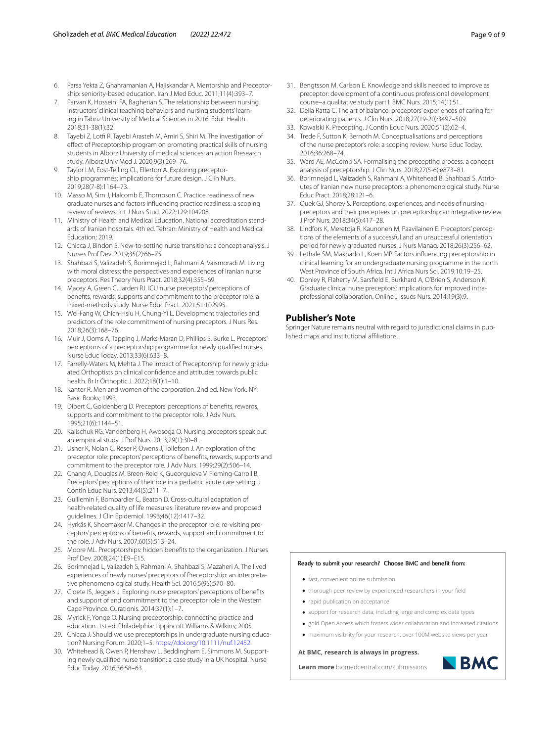6. Parsa Yekta Z, Ghahramanian A, Hajiskandar A. Mentorship and Preceptorship: seniority-based education. Iran J Med Educ. 2011;11(4):393–7.
7. Parvan K, Hosseini FA, Bagherian S. The relationship between nursing instructors' clinical teaching behaviors and nursing students' learning in Tabriz University of Medical Sciences in 2016. Educ Health. 2018;31-38(1):32.
8. Tayebi Z, Lotfi R, Tayebi Arasteh M, Amiri S, Shiri M. The investigation of effect of Preceptorship program on promoting practical skills of nursing students in Alborz University of medical sciences: an action Rresearch study. Alborz Univ Med J. 2020;9(3):269–76.
9. Taylor LM, Eost-Telling CL, Ellerton A. Exploring preceptorship programmes: implications for future design. J Clin Nurs. 2019;28(7-8):1164–73.
10. Masso M, Sim J, Halcomb E, Thompson C. Practice readiness of new graduate nurses and factors influencing practice readiness: a scoping review of reviews. Int J Nurs Stud. 2022;129:104208.
11. Ministry of Health and Medical Education. National accreditation standards of Iranian hospitals. 4th ed. Tehran: Ministry of Health and Medical Education; 2019.
12. Chicca J, Bindon S. New-to-setting nurse transitions: a concept analysis. J Nurses Prof Dev. 2019;35(2):66–75.
13. Shahbazi S, Valizadeh S, Borimnejad L, Rahmani A, Vaismoradi M. Living with moral distress: the perspectives and experiences of Iranian nurse preceptors. Res Theory Nurs Pract. 2018;32(4):355–69.
14. Macey A, Green C, Jarden RJ. ICU nurse preceptors' perceptions of benefits, rewards, supports and commitment to the preceptor role: a mixed-methods study. Nurse Educ Pract. 2021;51:102995.
15. Wei-Fang W, Chich-Hsiu H, Chung-Yi L. Development trajectories and predictors of the role commitment of nursing preceptors. J Nurs Res. 2018;26(3):168–76.
16. Muir J, Ooms A, Tapping J, Marks-Maran D, Phillips S, Burke L. Preceptors' perceptions of a preceptorship programme for newly qualified nurses. Nurse Educ Today. 2013;33(6):633–8.
17. Farrelly-Waters M, Mehta J. The impact of Preceptorship for newly graduated Orthoptists on clinical confidence and attitudes towards public health. Br Ir Orthoptic J. 2022;18(1):1–10.
18. Kanter R. Men and women of the corporation. 2nd ed. New York. NY: Basic Books; 1993.
19. Dibert C, Goldenberg D. Preceptors' perceptions of benefits, rewards, supports and commitment to the preceptor role. J Adv Nurs. 1995;21(6):1144–51.
20. Kalischuk RG, Vandenberg H, Awosoga O. Nursing preceptors speak out: an empirical study. J Prof Nurs. 2013;29(1):30–8.
21. Usher K, Nolan C, Reser P, Owens J, Tollefson J. An exploration of the preceptor role: preceptors' perceptions of benefits, rewards, supports and commitment to the preceptor role. J Adv Nurs. 1999;29(2):506–14.
22. Chang A, Douglas M, Breen-Reid K, Gueorguieva V, Fleming-Carroll B. Preceptors' perceptions of their role in a pediatric acute care setting. J Contin Educ Nurs. 2013;44(5):211–7.
23. Guillemin F, Bombardier C, Beaton D. Cross-cultural adaptation of health-related quality of life measures: literature review and proposed guidelines. J Clin Epidemiol. 1993;46(12):1417–32.
24. Hyrkäs K, Shoemaker M. Changes in the preceptor role: re-visiting preceptors' perceptions of benefits, rewards, support and commitment to the role. J Adv Nurs. 2007;60(5):513–24.
25. Moore ML. Preceptorships: hidden benefits to the organization. J Nurses Prof Dev. 2008;24(1):E9–E15.
26. Borimnejad L, Valizadeh S, Rahmani A, Shahbazi S, Mazaheri A. The lived experiences of newly nurses' preceptors of Preceptorship: an interpretative phenomenological study. Health Sci. 2016;5(9S):570–80.
27. Cloete IS, Jeggels J. Exploring nurse preceptors' perceptions of benefits and support of and commitment to the preceptor role in the Western Cape Province. Curationis. 2014;37(1):1–7.
28. Myrick F, Yonge O. Nursing preceptorship: connecting practice and education. 1st ed. Philadelphia: Lippincott Williams & Wilkins; 2005.
29. Chicca J. Should we use preceptorships in undergraduate nursing education? Nursing Forum. 2020;1–5. https://doi.org/10.1111/nuf.12452.
30. Whitehead B, Owen P, Henshaw L, Beddingham E, Simmons M. Supporting newly qualified nurse transition: a case study in a UK hospital. Nurse Educ Today. 2016;36:58–63.
31. Bengtsson M, Carlson E. Knowledge and skills needed to improve as preceptor: development of a continuous professional development course–a qualitative study part I. BMC Nurs. 2015;14(1):51.
32. Della Ratta C. The art of balance: preceptors' experiences of caring for deteriorating patients. J Clin Nurs. 2018;27(19-20):3497–509.
33. Kowalski K. Precepting. J Contin Educ Nurs. 2020;51(2):62–4.
34. Trede F, Sutton K, Bernoth M. Conceptualisations and perceptions of the nurse preceptor's role: a scoping review. Nurse Educ Today. 2016;36:268–74.
35. Ward AE, McComb SA. Formalising the precepting process: a concept analysis of preceptorship. J Clin Nurs. 2018;27(5-6):e873–81.
36. Borimnejad L, Valizadeh S, Rahmani A, Whitehead B, Shahbazi S. Attributes of Iranian new nurse preceptors: a phenomenological study. Nurse Educ Pract. 2018;28:121–6.
37. Quek GJ, Shorey S. Perceptions, experiences, and needs of nursing preceptors and their preceptees on preceptorship: an integrative review. J Prof Nurs. 2018;34(5):417–28.
38. Lindfors K, Meretoja R, Kaunonen M, Paavilainen E. Preceptors' perceptions of the elements of a successful and an unsuccessful orientation period for newly graduated nurses. J Nurs Manag. 2018;26(3):256–62.
39. Lethale SM, Makhado L, Koen MP. Factors influencing preceptorship in clinical learning for an undergraduate nursing programme in the north West Province of South Africa. Int J Africa Nurs Sci. 2019;10:19–25.
40. Donley R, Flaherty M, Sarsfield E, Burkhard A, O'Brien S, Anderson K. Graduate clinical nurse preceptors: implications for improved intra-professional collaboration. Online J Issues Nurs. 2014;19(3):9.

## Publisher's Note

Springer Nature remains neutral with regard to jurisdictional claims in published maps and institutional affiliations.

Ready to submit your research? Choose BMC and benefit from:

- fast, convenient online submission
- thorough peer review by experienced researchers in your field
- rapid publication on acceptance
- support for research data, including large and complex data types
- gold Open Access which fosters wider collaboration and increased citations
- maximum visibility for your research: over 100M website views per year

**At BMC, research is always in progress.**

**Learn more** biomedcentral.com/submissions